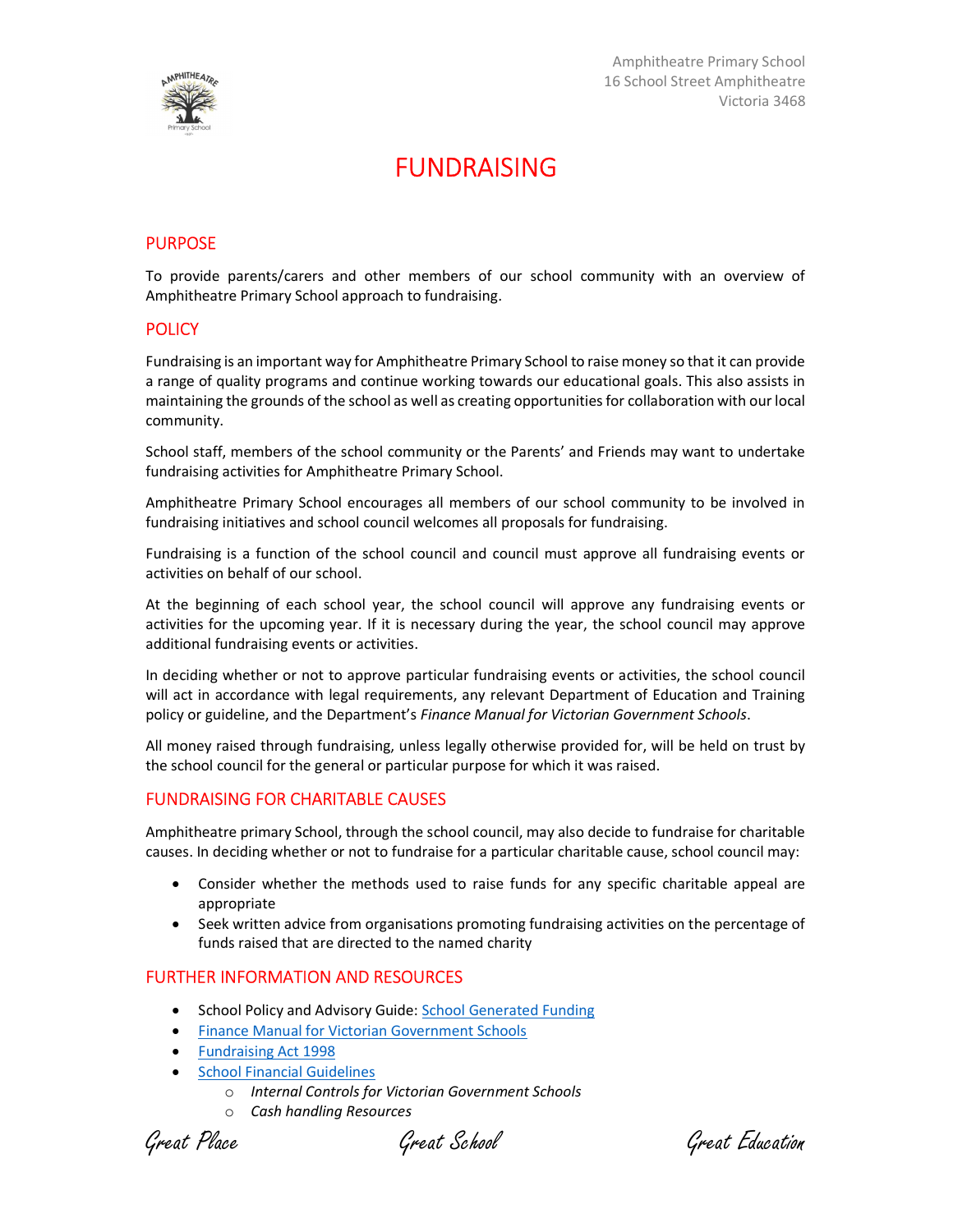Amphitheatre Primary School
16 School Street Amphitheatre
Victoria 3468

# FUNDRAISING

## PURPOSE

To provide parents/carers and other members of our school community with an overview of Amphitheatre Primary School approach to fundraising.

## POLICY

Fundraising is an important way for Amphitheatre Primary School to raise money so that it can provide a range of quality programs and continue working towards our educational goals. This also assists in maintaining the grounds of the school as well as creating opportunities for collaboration with our local community.

School staff, members of the school community or the Parents' and Friends may want to undertake fundraising activities for Amphitheatre Primary School.

Amphitheatre Primary School encourages all members of our school community to be involved in fundraising initiatives and school council welcomes all proposals for fundraising.

Fundraising is a function of the school council and council must approve all fundraising events or activities on behalf of our school.

At the beginning of each school year, the school council will approve any fundraising events or activities for the upcoming year. If it is necessary during the year, the school council may approve additional fundraising events or activities.

In deciding whether or not to approve particular fundraising events or activities, the school council will act in accordance with legal requirements, any relevant Department of Education and Training policy or guideline, and the Department's *Finance Manual for Victorian Government Schools*.

All money raised through fundraising, unless legally otherwise provided for, will be held on trust by the school council for the general or particular purpose for which it was raised.

## FUNDRAISING FOR CHARITABLE CAUSES

Amphitheatre primary School, through the school council, may also decide to fundraise for charitable causes. In deciding whether or not to fundraise for a particular charitable cause, school council may:

- Consider whether the methods used to raise funds for any specific charitable appeal are appropriate
- Seek written advice from organisations promoting fundraising activities on the percentage of funds raised that are directed to the named charity

## FURTHER INFORMATION AND RESOURCES

- School Policy and Advisory Guide: School Generated Funding
- Finance Manual for Victorian Government Schools
- Fundraising Act 1998
- School Financial Guidelines
  - *Internal Controls for Victorian Government Schools*
  - *Cash handling Resources*

*Great Place* *Great School* *Great Education*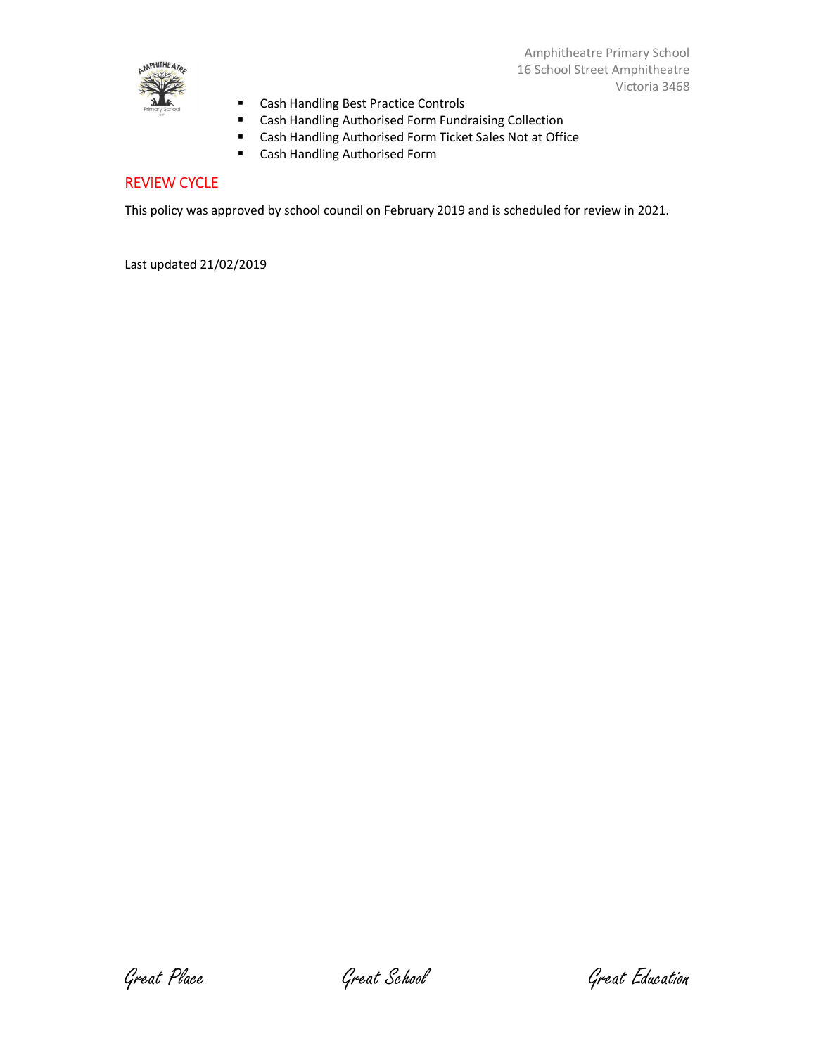- Cash Handling Best Practice Controls
- Cash Handling Authorised Form Fundraising Collection
- Cash Handling Authorised Form Ticket Sales Not at Office
- Cash Handling Authorised Form

## REVIEW CYCLE

This policy was approved by school council on February 2019 and is scheduled for review in 2021.

Last updated 21/02/2019